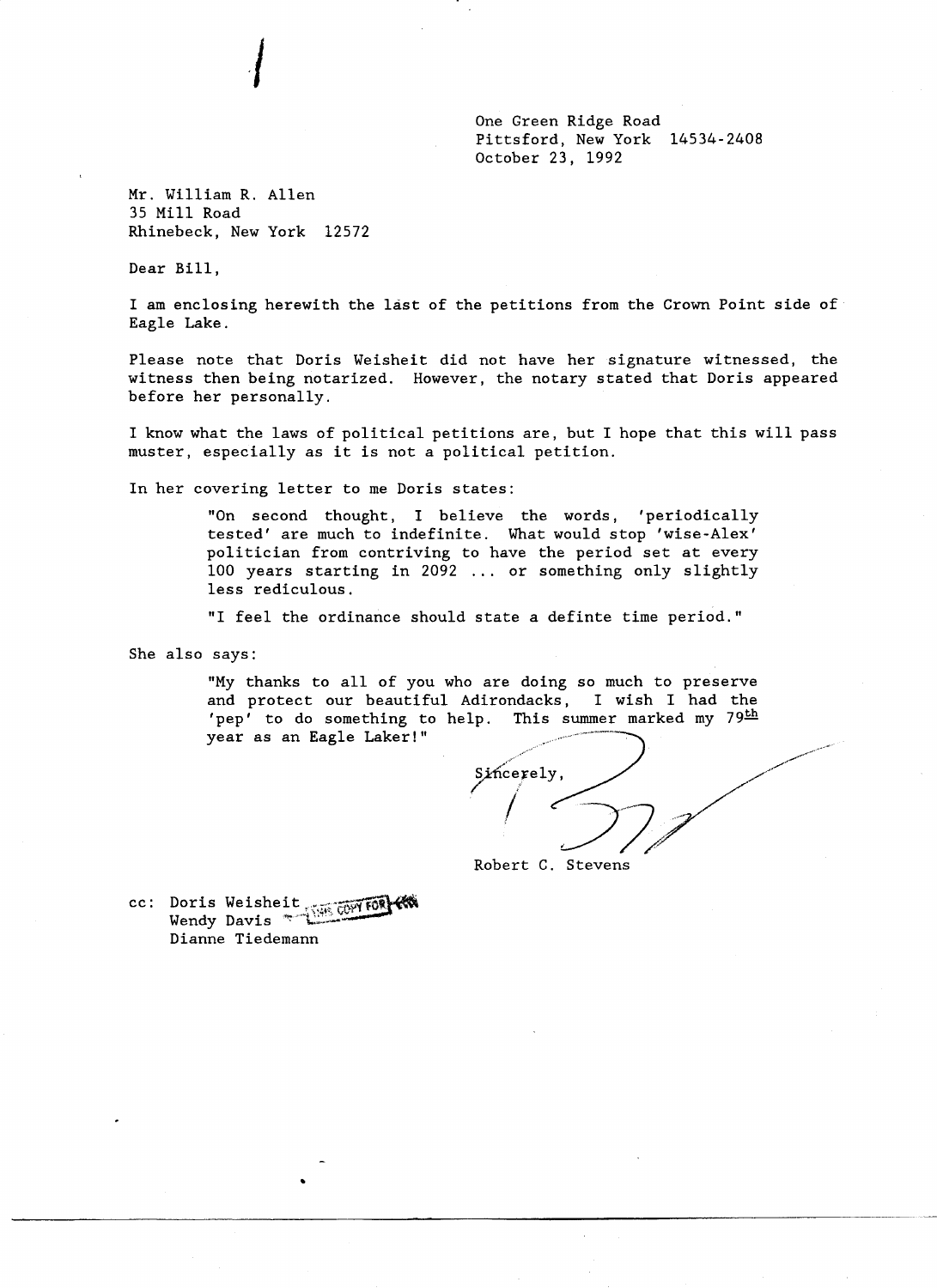One Green Ridge Road
Pittsford, New York 14534-2408
October 23, 1992

Mr. William R. Allen
35 Mill Road
Rhinebeck, New York 12572

Dear Bill,

I am enclosing herewith the last of the petitions from the Crown Point side of Eagle Lake.

Please note that Doris Weisheit did not have her signature witnessed, the witness then being notarized. However, the notary stated that Doris appeared before her personally.

I know what the laws of political petitions are, but I hope that this will pass muster, especially as it is not a political petition.

In her covering letter to me Doris states:

> "On second thought, I believe the words, 'periodically tested' are much to indefinite. What would stop 'wise-Alex' politician from contriving to have the period set at every 100 years starting in 2092 ... or something only slightly less rediculous.
>
> "I feel the ordinance should state a definte time period."

She also says:

> "My thanks to all of you who are doing so much to preserve and protect our beautiful Adirondacks, I wish I had the 'pep' to do something to help. This summer marked my 79th year as an Eagle Laker!"

Sincerely,

Robert C. Stevens

cc: Doris Weisheit
Wendy Davis
Dianne Tiedemann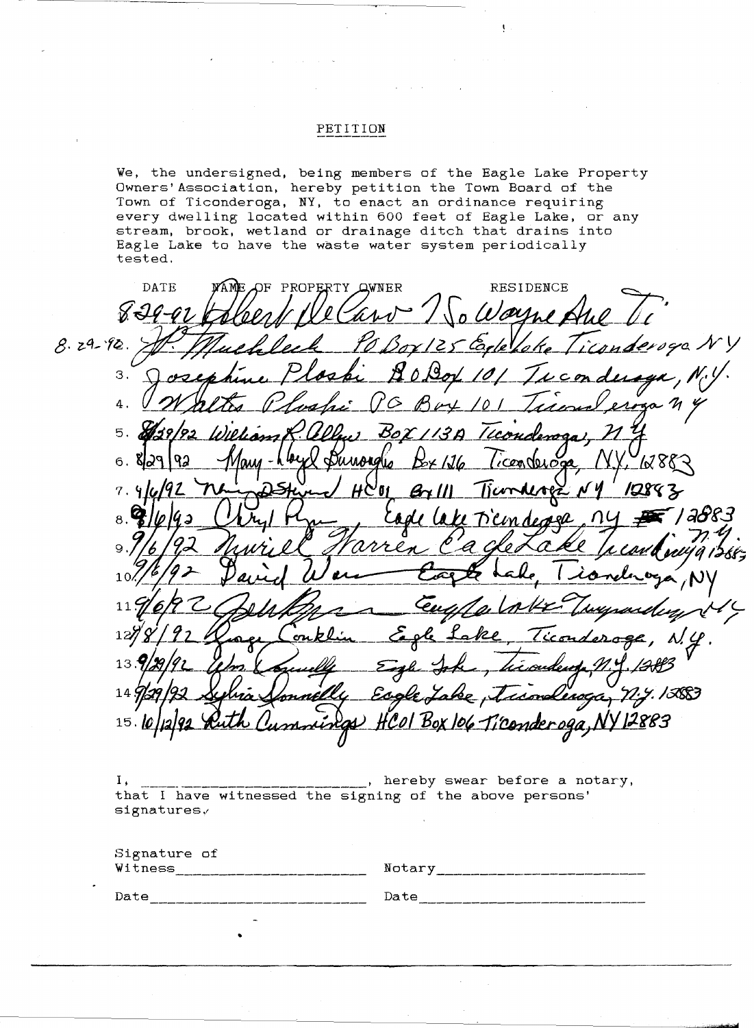# PETITION

We, the undersigned, being members of the Eagle Lake Property Owners' Association, hereby petition the Town Board of the Town of Ticonderoga, NY, to enact an ordinance requiring every dwelling located within 600 feet of Eagle Lake, or any stream, brook, wetland or drainage ditch that drains into Eagle Lake to have the waste water system periodically tested.

| DATE | NAME OF PROPERTY OWNER | RESIDENCE |
|---|---|---|
| 8-29-92 | Albert DeCaro | 150 Wayne Ave Ti |
| 8-29-92 | J. Muehleck | PO Box 125 Eagle Lake Ticonderoga NY |
| 3. | Josephine Ploski | P.O. Box 101 Ticonderoga, N.Y. |
| 4. | Walter Ploski | PO Box 101 Ticonderoga NY |
| 5. 8/29/92 | William R. Allen | Box 113A Ticonderoga, NY |
| 6. 8/29/92 | Mary-Lloyd Burroughs | Box 126 Ticonderoga, NY, 12883 |
| 7. 9/6/92 | Nancy D. Stewart | HC 01 Bx 111 Ticonderoga NY 12883 |
| 8. 9/6/92 | Cheryl Ryan | Eagle Lake Ticonderoga, NY 12883 |
| 9. 9/6/92 | Muriel Warren | Eagle Lake Ticonderoga NY 12883 |
| 10. 9/6/92 | David Warren | Eagle Lake, Ticonderoga, NY |
| 11. 9/6/92 | Jeff Ryan | Eagle Lake Ticonderoga NY |
| 12. 9/8/92 | Roger Conklin | Eagle Lake, Ticonderoga, N.Y. |
| 13. 9/29/92 | Wm Donnelly | Eagle Lake, Ticonderoga, N.Y. 12883 |
| 14. 9/29/92 | Sylvia Donnelly | Eagle Lake, Ticonderoga, N.Y. 12883 |
| 15. 10/12/92 | Ruth Cummings | HC01 Box 106 Ticonderoga, NY 12883 |

I, ___________________________, hereby swear before a notary, that I have witnessed the signing of the above persons' signatures.

Signature of Witness ______________________ Notary ______________________

Date ______________________ Date ______________________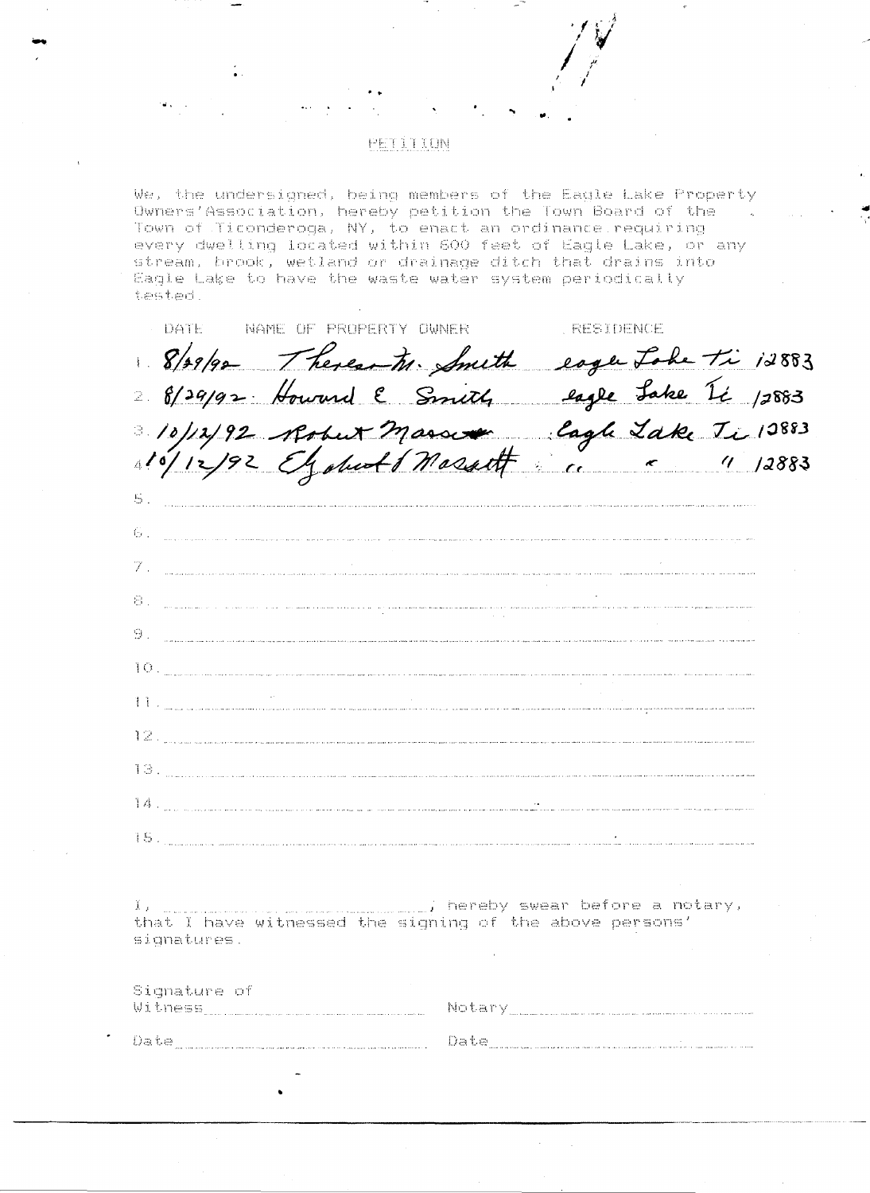# PETITION

We, the undersigned, being members of the Eagle Lake Property Owners' Association, hereby petition the Town Board of the Town of Ticonderoga, NY, to enact an ordinance requiring every dwelling located within 600 feet of Eagle Lake, or any stream, brook, wetland or drainage ditch that drains into Eagle Lake to have the waste water system periodically tested.

| | DATE | NAME OF PROPERTY OWNER | RESIDENCE |
|---|---|---|---|
| 1. | 8/29/92 | Theresa M. Smith | eagle Lake Ti 12883 |
| 2. | 8/29/92 | Howard E Smith | eagle Lake Ti 12883 |
| 3. | 10/12/92 | Robert Massett | Eagle Lake Ti 12883 |
| 4. | 10/12/92 | Elizabeth Massett | " " " 12883 |
| 5. | | | |
| 6. | | | |
| 7. | | | |
| 8. | | | |
| 9. | | | |
| 10. | | | |
| 11. | | | |
| 12. | | | |
| 13. | | | |
| 14. | | | |
| 15. | | | |

I, \_\_\_\_\_\_\_\_\_\_\_\_\_\_\_\_\_\_\_\_, hereby swear before a notary, that I have witnessed the signing of the above persons' signatures.

Signature of Witness\_\_\_\_\_\_\_\_\_\_\_\_\_\_\_\_\_\_\_\_ Notary\_\_\_\_\_\_\_\_\_\_\_\_\_\_\_\_\_\_\_\_

Date\_\_\_\_\_\_\_\_\_\_\_\_\_\_\_\_\_\_\_\_ Date\_\_\_\_\_\_\_\_\_\_\_\_\_\_\_\_\_\_\_\_